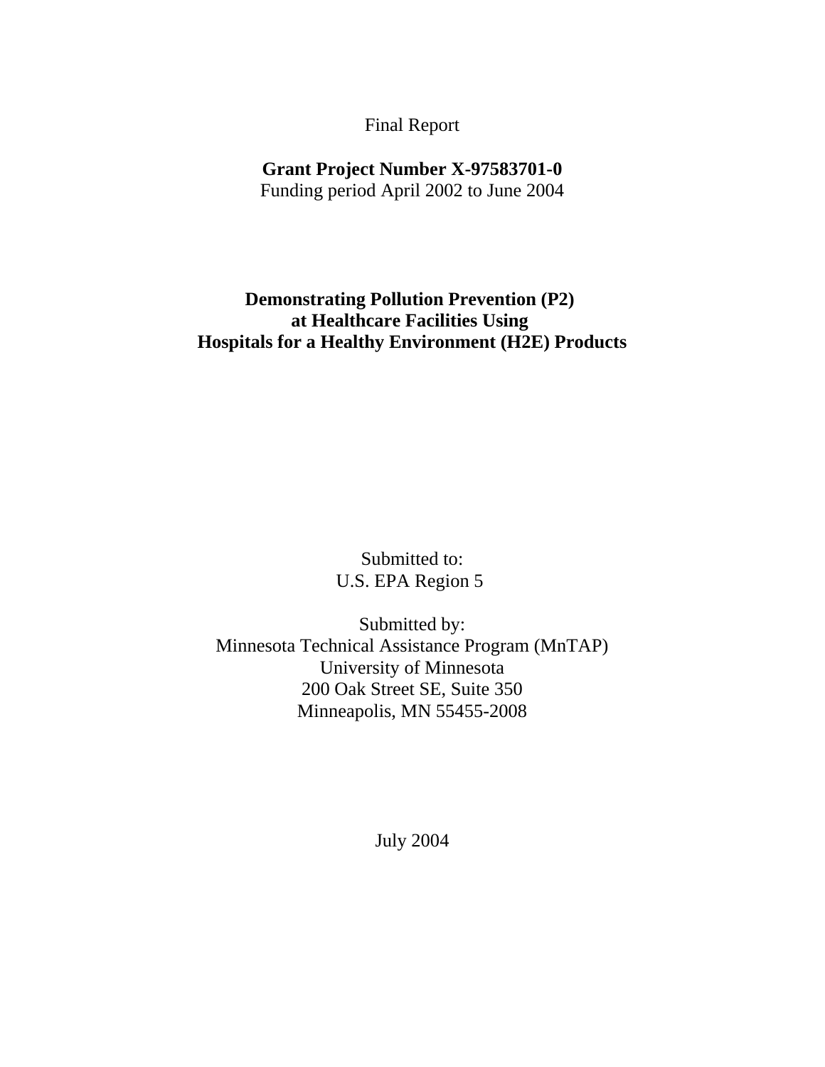Final Report

**Grant Project Number X-97583701-0**
Funding period April 2002 to June 2004

# Demonstrating Pollution Prevention (P2) at Healthcare Facilities Using Hospitals for a Healthy Environment (H2E) Products

Submitted to:
U.S. EPA Region 5

Submitted by:
Minnesota Technical Assistance Program (MnTAP)
University of Minnesota
200 Oak Street SE, Suite 350
Minneapolis, MN 55455-2008

July 2004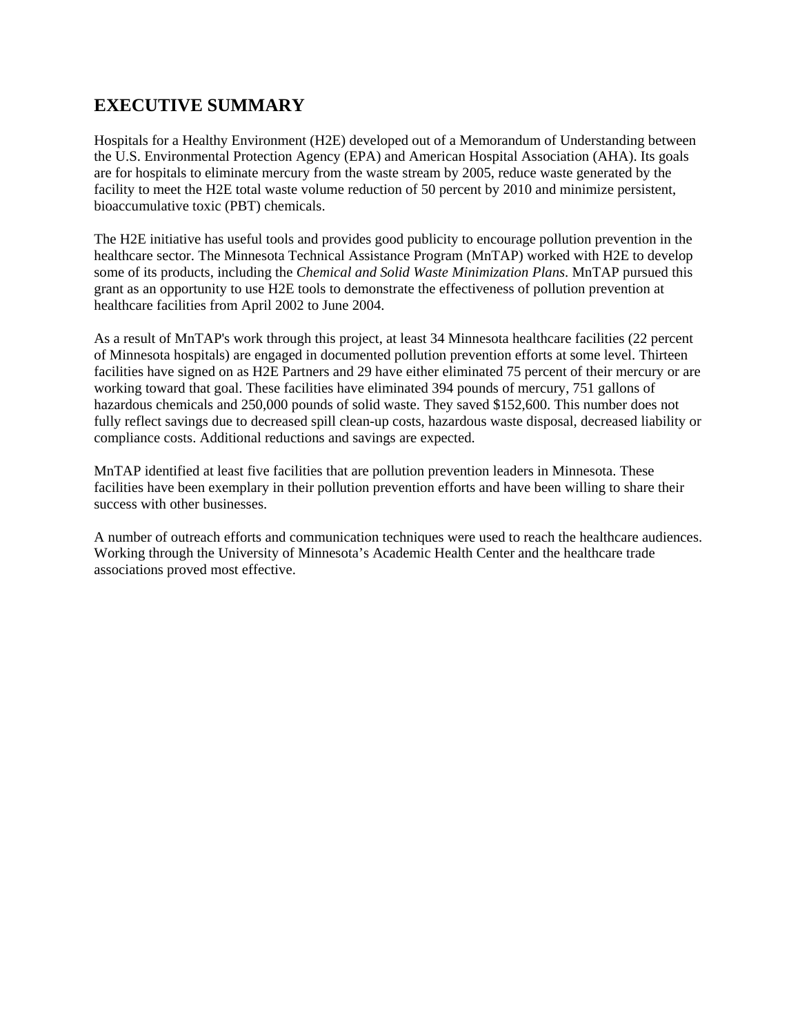# EXECUTIVE SUMMARY

Hospitals for a Healthy Environment (H2E) developed out of a Memorandum of Understanding between the U.S. Environmental Protection Agency (EPA) and American Hospital Association (AHA). Its goals are for hospitals to eliminate mercury from the waste stream by 2005, reduce waste generated by the facility to meet the H2E total waste volume reduction of 50 percent by 2010 and minimize persistent, bioaccumulative toxic (PBT) chemicals.

The H2E initiative has useful tools and provides good publicity to encourage pollution prevention in the healthcare sector. The Minnesota Technical Assistance Program (MnTAP) worked with H2E to develop some of its products, including the *Chemical and Solid Waste Minimization Plans*. MnTAP pursued this grant as an opportunity to use H2E tools to demonstrate the effectiveness of pollution prevention at healthcare facilities from April 2002 to June 2004.

As a result of MnTAP's work through this project, at least 34 Minnesota healthcare facilities (22 percent of Minnesota hospitals) are engaged in documented pollution prevention efforts at some level. Thirteen facilities have signed on as H2E Partners and 29 have either eliminated 75 percent of their mercury or are working toward that goal. These facilities have eliminated 394 pounds of mercury, 751 gallons of hazardous chemicals and 250,000 pounds of solid waste. They saved $152,600. This number does not fully reflect savings due to decreased spill clean-up costs, hazardous waste disposal, decreased liability or compliance costs. Additional reductions and savings are expected.

MnTAP identified at least five facilities that are pollution prevention leaders in Minnesota. These facilities have been exemplary in their pollution prevention efforts and have been willing to share their success with other businesses.

A number of outreach efforts and communication techniques were used to reach the healthcare audiences. Working through the University of Minnesota's Academic Health Center and the healthcare trade associations proved most effective.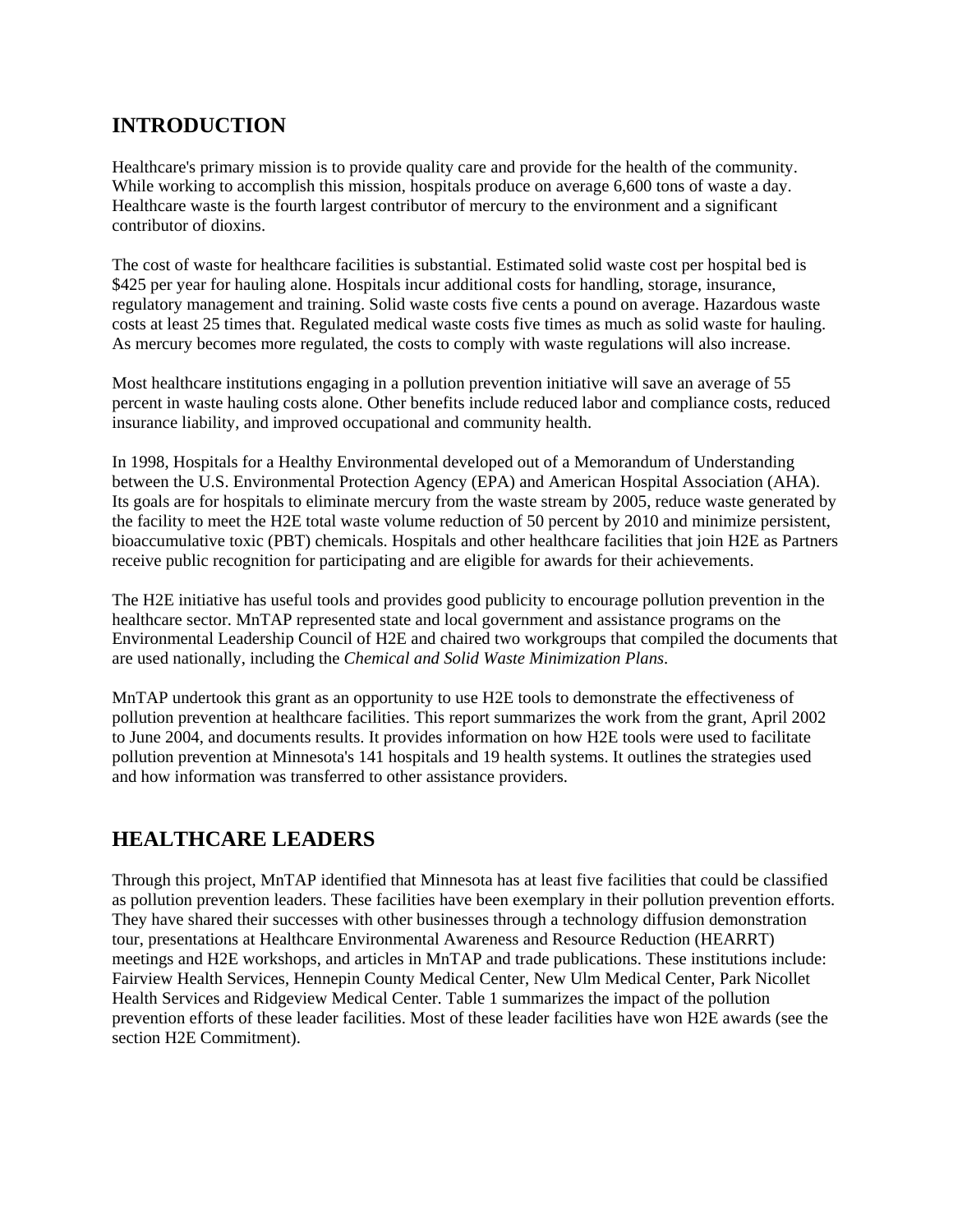## INTRODUCTION

Healthcare's primary mission is to provide quality care and provide for the health of the community. While working to accomplish this mission, hospitals produce on average 6,600 tons of waste a day. Healthcare waste is the fourth largest contributor of mercury to the environment and a significant contributor of dioxins.

The cost of waste for healthcare facilities is substantial. Estimated solid waste cost per hospital bed is $425 per year for hauling alone. Hospitals incur additional costs for handling, storage, insurance, regulatory management and training. Solid waste costs five cents a pound on average. Hazardous waste costs at least 25 times that. Regulated medical waste costs five times as much as solid waste for hauling. As mercury becomes more regulated, the costs to comply with waste regulations will also increase.

Most healthcare institutions engaging in a pollution prevention initiative will save an average of 55 percent in waste hauling costs alone. Other benefits include reduced labor and compliance costs, reduced insurance liability, and improved occupational and community health.

In 1998, Hospitals for a Healthy Environmental developed out of a Memorandum of Understanding between the U.S. Environmental Protection Agency (EPA) and American Hospital Association (AHA). Its goals are for hospitals to eliminate mercury from the waste stream by 2005, reduce waste generated by the facility to meet the H2E total waste volume reduction of 50 percent by 2010 and minimize persistent, bioaccumulative toxic (PBT) chemicals. Hospitals and other healthcare facilities that join H2E as Partners receive public recognition for participating and are eligible for awards for their achievements.

The H2E initiative has useful tools and provides good publicity to encourage pollution prevention in the healthcare sector. MnTAP represented state and local government and assistance programs on the Environmental Leadership Council of H2E and chaired two workgroups that compiled the documents that are used nationally, including the *Chemical and Solid Waste Minimization Plans*.

MnTAP undertook this grant as an opportunity to use H2E tools to demonstrate the effectiveness of pollution prevention at healthcare facilities. This report summarizes the work from the grant, April 2002 to June 2004, and documents results. It provides information on how H2E tools were used to facilitate pollution prevention at Minnesota's 141 hospitals and 19 health systems. It outlines the strategies used and how information was transferred to other assistance providers.

## HEALTHCARE LEADERS

Through this project, MnTAP identified that Minnesota has at least five facilities that could be classified as pollution prevention leaders. These facilities have been exemplary in their pollution prevention efforts. They have shared their successes with other businesses through a technology diffusion demonstration tour, presentations at Healthcare Environmental Awareness and Resource Reduction (HEARRT) meetings and H2E workshops, and articles in MnTAP and trade publications. These institutions include: Fairview Health Services, Hennepin County Medical Center, New Ulm Medical Center, Park Nicollet Health Services and Ridgeview Medical Center. Table 1 summarizes the impact of the pollution prevention efforts of these leader facilities. Most of these leader facilities have won H2E awards (see the section H2E Commitment).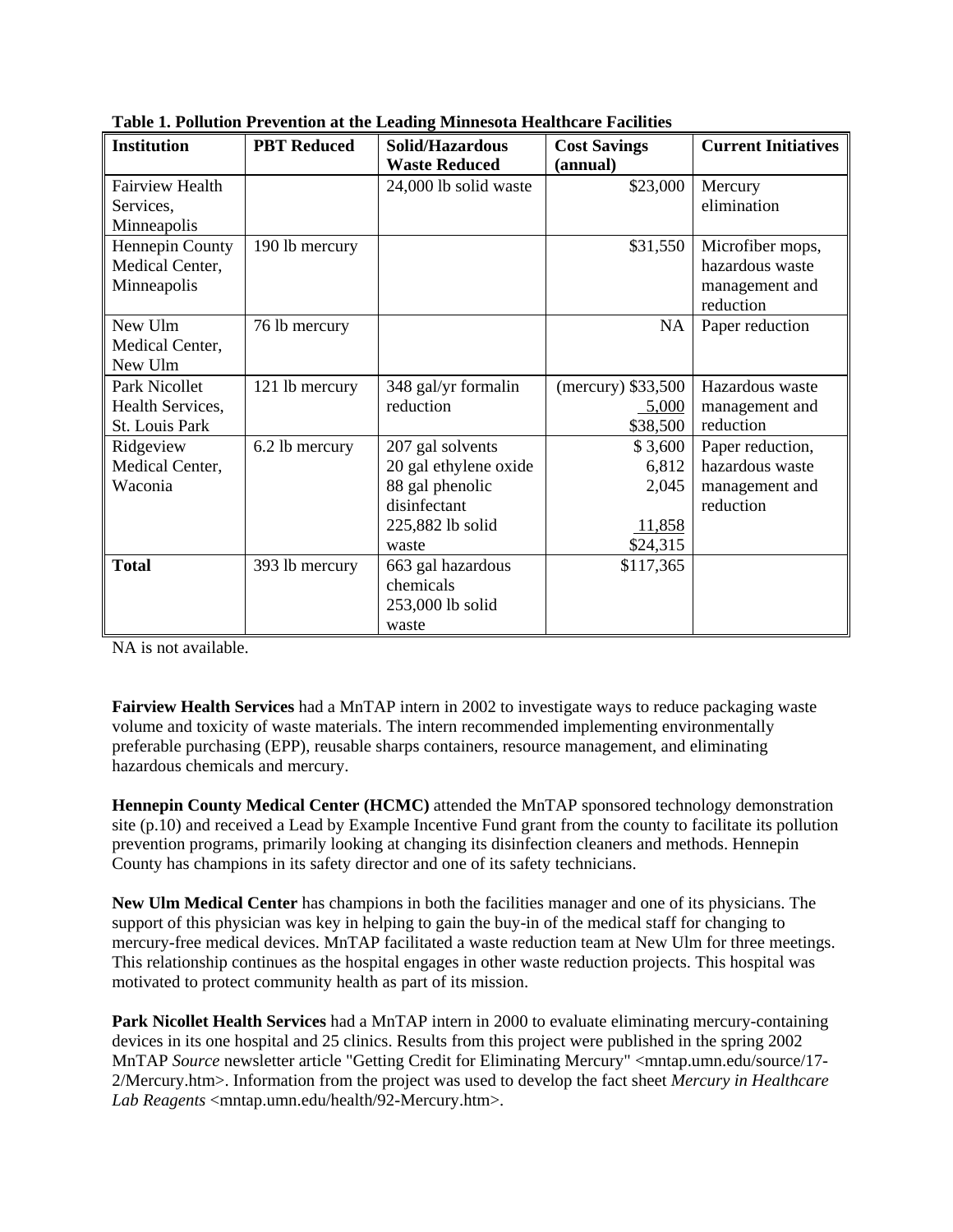**Table 1. Pollution Prevention at the Leading Minnesota Healthcare Facilities**

| Institution | PBT Reduced | Solid/Hazardous Waste Reduced | Cost Savings (annual) | Current Initiatives |
|---|---|---|---|---|
| Fairview Health Services, Minneapolis | | 24,000 lb solid waste | $23,000 | Mercury elimination |
| Hennepin County Medical Center, Minneapolis | 190 lb mercury | | $31,550 | Microfiber mops, hazardous waste management and reduction |
| New Ulm Medical Center, New Ulm | 76 lb mercury | | NA | Paper reduction |
| Park Nicollet Health Services, St. Louis Park | 121 lb mercury | 348 gal/yr formalin reduction | (mercury) $33,500<br>5,000<br>$38,500 | Hazardous waste management and reduction |
| Ridgeview Medical Center, Waconia | 6.2 lb mercury | 207 gal solvents<br>20 gal ethylene oxide<br>88 gal phenolic disinfectant<br>225,882 lb solid waste | $ 3,600<br>6,812<br>2,045<br>11,858<br>$24,315 | Paper reduction, hazardous waste management and reduction |
| **Total** | 393 lb mercury | 663 gal hazardous chemicals<br>253,000 lb solid waste | $117,365 | |

NA is not available.

**Fairview Health Services** had a MnTAP intern in 2002 to investigate ways to reduce packaging waste volume and toxicity of waste materials. The intern recommended implementing environmentally preferable purchasing (EPP), reusable sharps containers, resource management, and eliminating hazardous chemicals and mercury.

**Hennepin County Medical Center (HCMC)** attended the MnTAP sponsored technology demonstration site (p.10) and received a Lead by Example Incentive Fund grant from the county to facilitate its pollution prevention programs, primarily looking at changing its disinfection cleaners and methods. Hennepin County has champions in its safety director and one of its safety technicians.

**New Ulm Medical Center** has champions in both the facilities manager and one of its physicians. The support of this physician was key in helping to gain the buy-in of the medical staff for changing to mercury-free medical devices. MnTAP facilitated a waste reduction team at New Ulm for three meetings. This relationship continues as the hospital engages in other waste reduction projects. This hospital was motivated to protect community health as part of its mission.

**Park Nicollet Health Services** had a MnTAP intern in 2000 to evaluate eliminating mercury-containing devices in its one hospital and 25 clinics. Results from this project were published in the spring 2002 MnTAP *Source* newsletter article "Getting Credit for Eliminating Mercury" <mntap.umn.edu/source/17-2/Mercury.htm>. Information from the project was used to develop the fact sheet *Mercury in Healthcare Lab Reagents* <mntap.umn.edu/health/92-Mercury.htm>.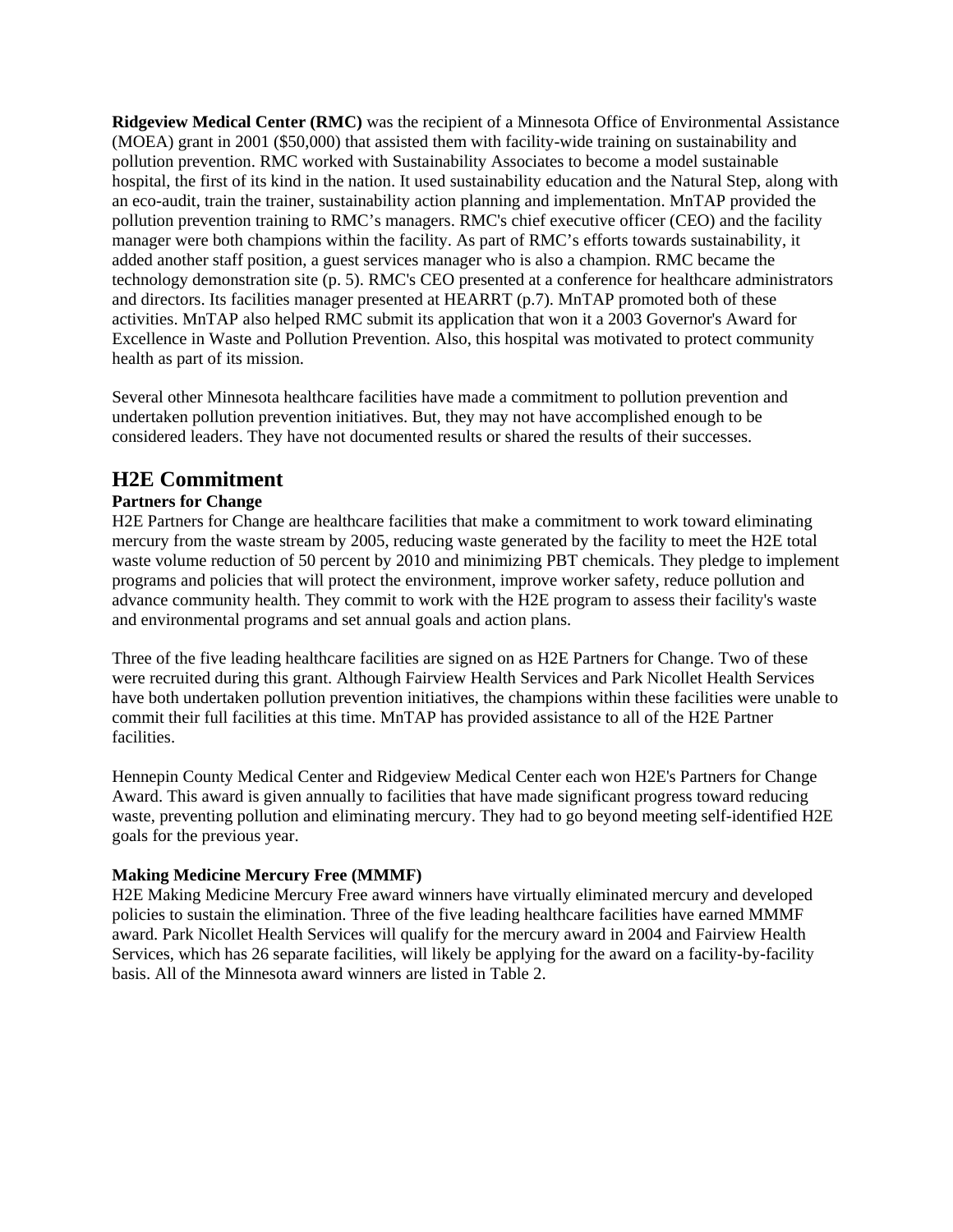**Ridgeview Medical Center (RMC)** was the recipient of a Minnesota Office of Environmental Assistance (MOEA) grant in 2001 ($50,000) that assisted them with facility-wide training on sustainability and pollution prevention. RMC worked with Sustainability Associates to become a model sustainable hospital, the first of its kind in the nation. It used sustainability education and the Natural Step, along with an eco-audit, train the trainer, sustainability action planning and implementation. MnTAP provided the pollution prevention training to RMC's managers. RMC's chief executive officer (CEO) and the facility manager were both champions within the facility. As part of RMC's efforts towards sustainability, it added another staff position, a guest services manager who is also a champion. RMC became the technology demonstration site (p. 5). RMC's CEO presented at a conference for healthcare administrators and directors. Its facilities manager presented at HEARRT (p.7). MnTAP promoted both of these activities. MnTAP also helped RMC submit its application that won it a 2003 Governor's Award for Excellence in Waste and Pollution Prevention. Also, this hospital was motivated to protect community health as part of its mission.

Several other Minnesota healthcare facilities have made a commitment to pollution prevention and undertaken pollution prevention initiatives. But, they may not have accomplished enough to be considered leaders. They have not documented results or shared the results of their successes.

## H2E Commitment

**Partners for Change**

H2E Partners for Change are healthcare facilities that make a commitment to work toward eliminating mercury from the waste stream by 2005, reducing waste generated by the facility to meet the H2E total waste volume reduction of 50 percent by 2010 and minimizing PBT chemicals. They pledge to implement programs and policies that will protect the environment, improve worker safety, reduce pollution and advance community health. They commit to work with the H2E program to assess their facility's waste and environmental programs and set annual goals and action plans.

Three of the five leading healthcare facilities are signed on as H2E Partners for Change. Two of these were recruited during this grant. Although Fairview Health Services and Park Nicollet Health Services have both undertaken pollution prevention initiatives, the champions within these facilities were unable to commit their full facilities at this time. MnTAP has provided assistance to all of the H2E Partner facilities.

Hennepin County Medical Center and Ridgeview Medical Center each won H2E's Partners for Change Award. This award is given annually to facilities that have made significant progress toward reducing waste, preventing pollution and eliminating mercury. They had to go beyond meeting self-identified H2E goals for the previous year.

**Making Medicine Mercury Free (MMMF)**

H2E Making Medicine Mercury Free award winners have virtually eliminated mercury and developed policies to sustain the elimination. Three of the five leading healthcare facilities have earned MMMF award. Park Nicollet Health Services will qualify for the mercury award in 2004 and Fairview Health Services, which has 26 separate facilities, will likely be applying for the award on a facility-by-facility basis. All of the Minnesota award winners are listed in Table 2.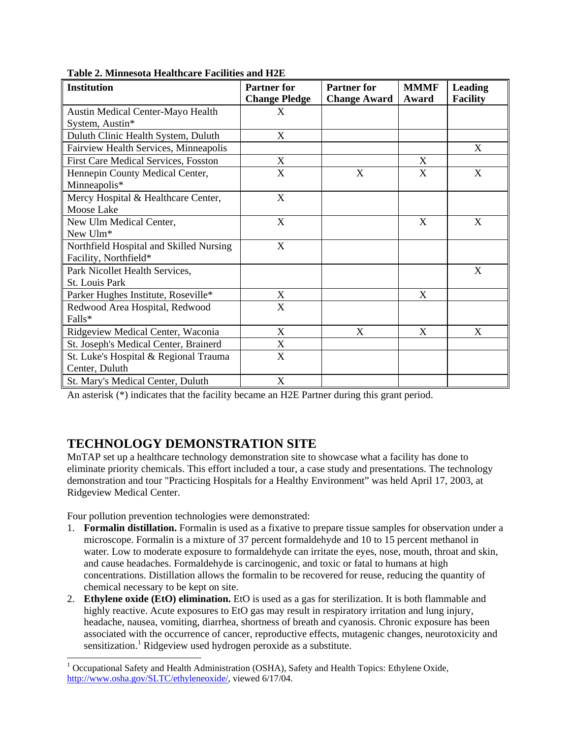**Table 2. Minnesota Healthcare Facilities and H2E**

| Institution | Partner for Change Pledge | Partner for Change Award | MMMF Award | Leading Facility |
|---|---|---|---|---|
| Austin Medical Center-Mayo Health System, Austin* | X | | | |
| Duluth Clinic Health System, Duluth | X | | | |
| Fairview Health Services, Minneapolis | | | | X |
| First Care Medical Services, Fosston | X | | X | |
| Hennepin County Medical Center, Minneapolis* | X | X | X | X |
| Mercy Hospital & Healthcare Center, Moose Lake | X | | | |
| New Ulm Medical Center, New Ulm* | X | | X | X |
| Northfield Hospital and Skilled Nursing Facility, Northfield* | X | | | |
| Park Nicollet Health Services, St. Louis Park | | | | X |
| Parker Hughes Institute, Roseville* | X | | X | |
| Redwood Area Hospital, Redwood Falls* | X | | | |
| Ridgeview Medical Center, Waconia | X | X | X | X |
| St. Joseph's Medical Center, Brainerd | X | | | |
| St. Luke's Hospital & Regional Trauma Center, Duluth | X | | | |
| St. Mary's Medical Center, Duluth | X | | | |

An asterisk (*) indicates that the facility became an H2E Partner during this grant period.

## TECHNOLOGY DEMONSTRATION SITE

MnTAP set up a healthcare technology demonstration site to showcase what a facility has done to eliminate priority chemicals. This effort included a tour, a case study and presentations. The technology demonstration and tour "Practicing Hospitals for a Healthy Environment" was held April 17, 2003, at Ridgeview Medical Center.

Four pollution prevention technologies were demonstrated:

1. **Formalin distillation.** Formalin is used as a fixative to prepare tissue samples for observation under a microscope. Formalin is a mixture of 37 percent formaldehyde and 10 to 15 percent methanol in water. Low to moderate exposure to formaldehyde can irritate the eyes, nose, mouth, throat and skin, and cause headaches. Formaldehyde is carcinogenic, and toxic or fatal to humans at high concentrations. Distillation allows the formalin to be recovered for reuse, reducing the quantity of chemical necessary to be kept on site.
2. **Ethylene oxide (EtO) elimination.** EtO is used as a gas for sterilization. It is both flammable and highly reactive. Acute exposures to EtO gas may result in respiratory irritation and lung injury, headache, nausea, vomiting, diarrhea, shortness of breath and cyanosis. Chronic exposure has been associated with the occurrence of cancer, reproductive effects, mutagenic changes, neurotoxicity and sensitization.[1] Ridgeview used hydrogen peroxide as a substitute.

[1] Occupational Safety and Health Administration (OSHA), Safety and Health Topics: Ethylene Oxide, http://www.osha.gov/SLTC/ethyleneoxide/, viewed 6/17/04.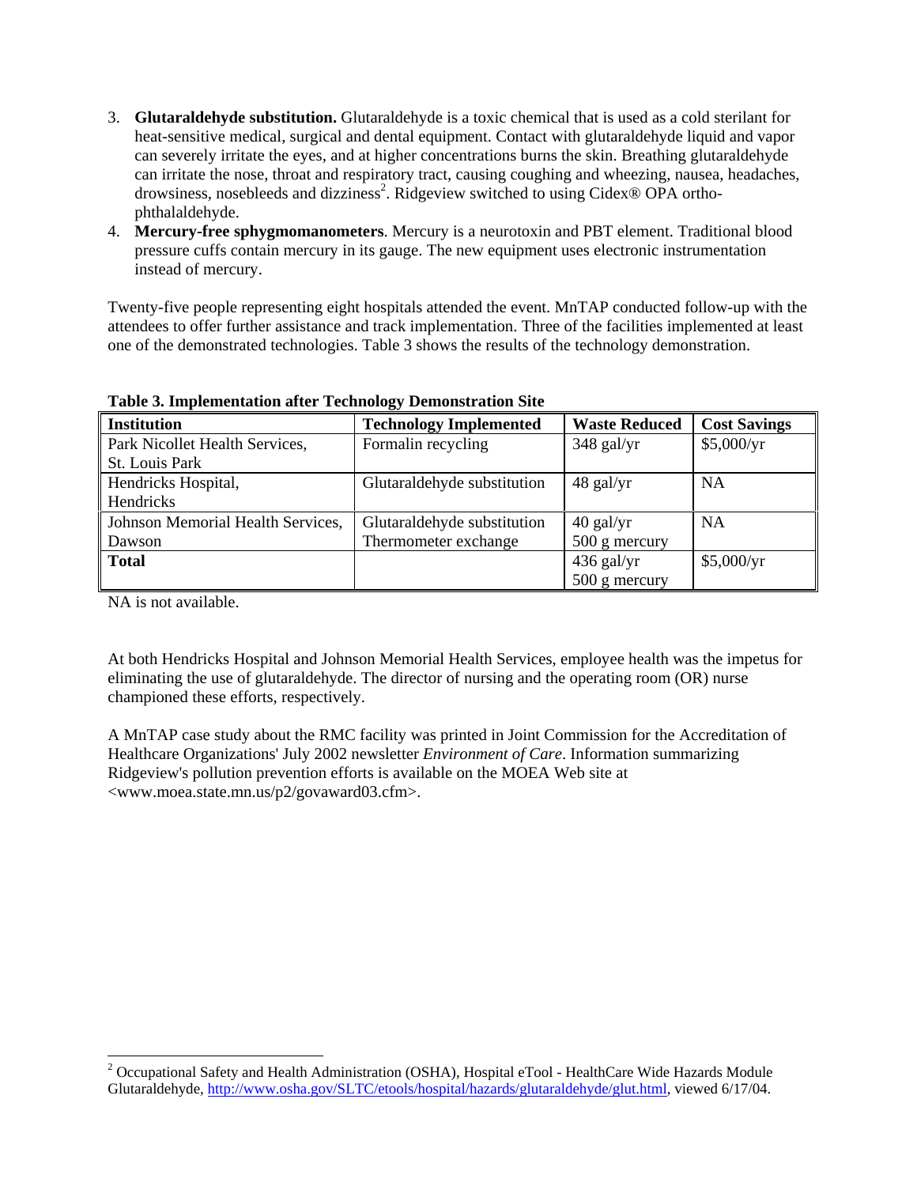3. **Glutaraldehyde substitution.** Glutaraldehyde is a toxic chemical that is used as a cold sterilant for heat-sensitive medical, surgical and dental equipment. Contact with glutaraldehyde liquid and vapor can severely irritate the eyes, and at higher concentrations burns the skin. Breathing glutaraldehyde can irritate the nose, throat and respiratory tract, causing coughing and wheezing, nausea, headaches, drowsiness, nosebleeds and dizziness[2]. Ridgeview switched to using Cidex® OPA ortho-phthalaldehyde.
4. **Mercury-free sphygmomanometers**. Mercury is a neurotoxin and PBT element. Traditional blood pressure cuffs contain mercury in its gauge. The new equipment uses electronic instrumentation instead of mercury.

Twenty-five people representing eight hospitals attended the event. MnTAP conducted follow-up with the attendees to offer further assistance and track implementation. Three of the facilities implemented at least one of the demonstrated technologies. Table 3 shows the results of the technology demonstration.

**Table 3. Implementation after Technology Demonstration Site**

| Institution | Technology Implemented | Waste Reduced | Cost Savings |
|---|---|---|---|
| Park Nicollet Health Services, St. Louis Park | Formalin recycling | 348 gal/yr | $5,000/yr |
| Hendricks Hospital, Hendricks | Glutaraldehyde substitution | 48 gal/yr | NA |
| Johnson Memorial Health Services, Dawson | Glutaraldehyde substitution<br>Thermometer exchange | 40 gal/yr<br>500 g mercury | NA |
| **Total** | | 436 gal/yr<br>500 g mercury | $5,000/yr |

NA is not available.

At both Hendricks Hospital and Johnson Memorial Health Services, employee health was the impetus for eliminating the use of glutaraldehyde. The director of nursing and the operating room (OR) nurse championed these efforts, respectively.

A MnTAP case study about the RMC facility was printed in Joint Commission for the Accreditation of Healthcare Organizations' July 2002 newsletter *Environment of Care*. Information summarizing Ridgeview's pollution prevention efforts is available on the MOEA Web site at <www.moea.state.mn.us/p2/govaward03.cfm>.

---

[2] Occupational Safety and Health Administration (OSHA), Hospital eTool - HealthCare Wide Hazards Module Glutaraldehyde, http://www.osha.gov/SLTC/etools/hospital/hazards/glutaraldehyde/glut.html, viewed 6/17/04.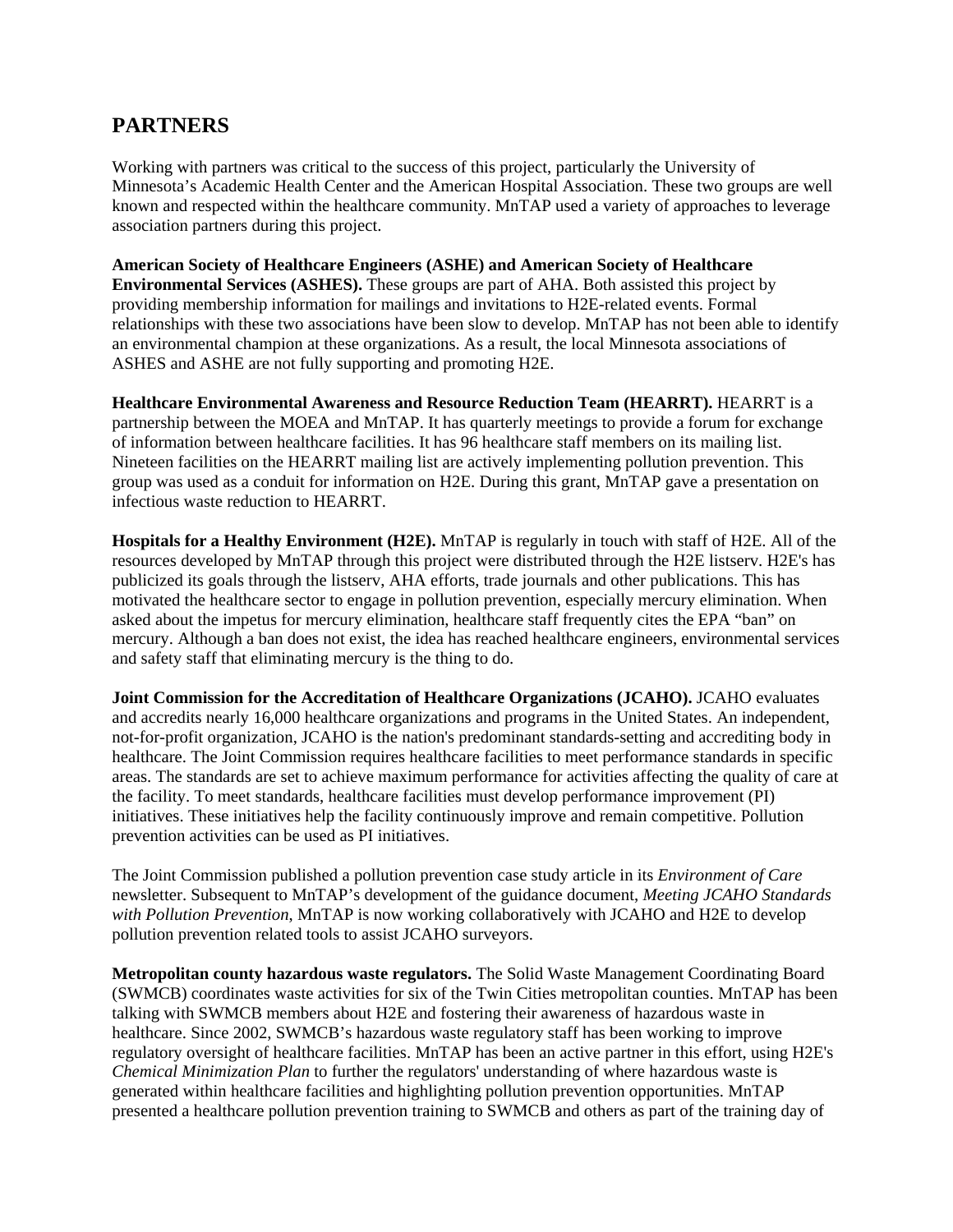## PARTNERS

Working with partners was critical to the success of this project, particularly the University of Minnesota's Academic Health Center and the American Hospital Association. These two groups are well known and respected within the healthcare community. MnTAP used a variety of approaches to leverage association partners during this project.

**American Society of Healthcare Engineers (ASHE) and American Society of Healthcare Environmental Services (ASHES).** These groups are part of AHA. Both assisted this project by providing membership information for mailings and invitations to H2E-related events. Formal relationships with these two associations have been slow to develop. MnTAP has not been able to identify an environmental champion at these organizations. As a result, the local Minnesota associations of ASHES and ASHE are not fully supporting and promoting H2E.

**Healthcare Environmental Awareness and Resource Reduction Team (HEARRT).** HEARRT is a partnership between the MOEA and MnTAP. It has quarterly meetings to provide a forum for exchange of information between healthcare facilities. It has 96 healthcare staff members on its mailing list. Nineteen facilities on the HEARRT mailing list are actively implementing pollution prevention. This group was used as a conduit for information on H2E. During this grant, MnTAP gave a presentation on infectious waste reduction to HEARRT.

**Hospitals for a Healthy Environment (H2E).** MnTAP is regularly in touch with staff of H2E. All of the resources developed by MnTAP through this project were distributed through the H2E listserv. H2E's has publicized its goals through the listserv, AHA efforts, trade journals and other publications. This has motivated the healthcare sector to engage in pollution prevention, especially mercury elimination. When asked about the impetus for mercury elimination, healthcare staff frequently cites the EPA "ban" on mercury. Although a ban does not exist, the idea has reached healthcare engineers, environmental services and safety staff that eliminating mercury is the thing to do.

**Joint Commission for the Accreditation of Healthcare Organizations (JCAHO).** JCAHO evaluates and accredits nearly 16,000 healthcare organizations and programs in the United States. An independent, not-for-profit organization, JCAHO is the nation's predominant standards-setting and accrediting body in healthcare. The Joint Commission requires healthcare facilities to meet performance standards in specific areas. The standards are set to achieve maximum performance for activities affecting the quality of care at the facility. To meet standards, healthcare facilities must develop performance improvement (PI) initiatives. These initiatives help the facility continuously improve and remain competitive. Pollution prevention activities can be used as PI initiatives.

The Joint Commission published a pollution prevention case study article in its *Environment of Care* newsletter. Subsequent to MnTAP's development of the guidance document, *Meeting JCAHO Standards with Pollution Prevention*, MnTAP is now working collaboratively with JCAHO and H2E to develop pollution prevention related tools to assist JCAHO surveyors.

**Metropolitan county hazardous waste regulators.** The Solid Waste Management Coordinating Board (SWMCB) coordinates waste activities for six of the Twin Cities metropolitan counties. MnTAP has been talking with SWMCB members about H2E and fostering their awareness of hazardous waste in healthcare. Since 2002, SWMCB's hazardous waste regulatory staff has been working to improve regulatory oversight of healthcare facilities. MnTAP has been an active partner in this effort, using H2E's *Chemical Minimization Plan* to further the regulators' understanding of where hazardous waste is generated within healthcare facilities and highlighting pollution prevention opportunities. MnTAP presented a healthcare pollution prevention training to SWMCB and others as part of the training day of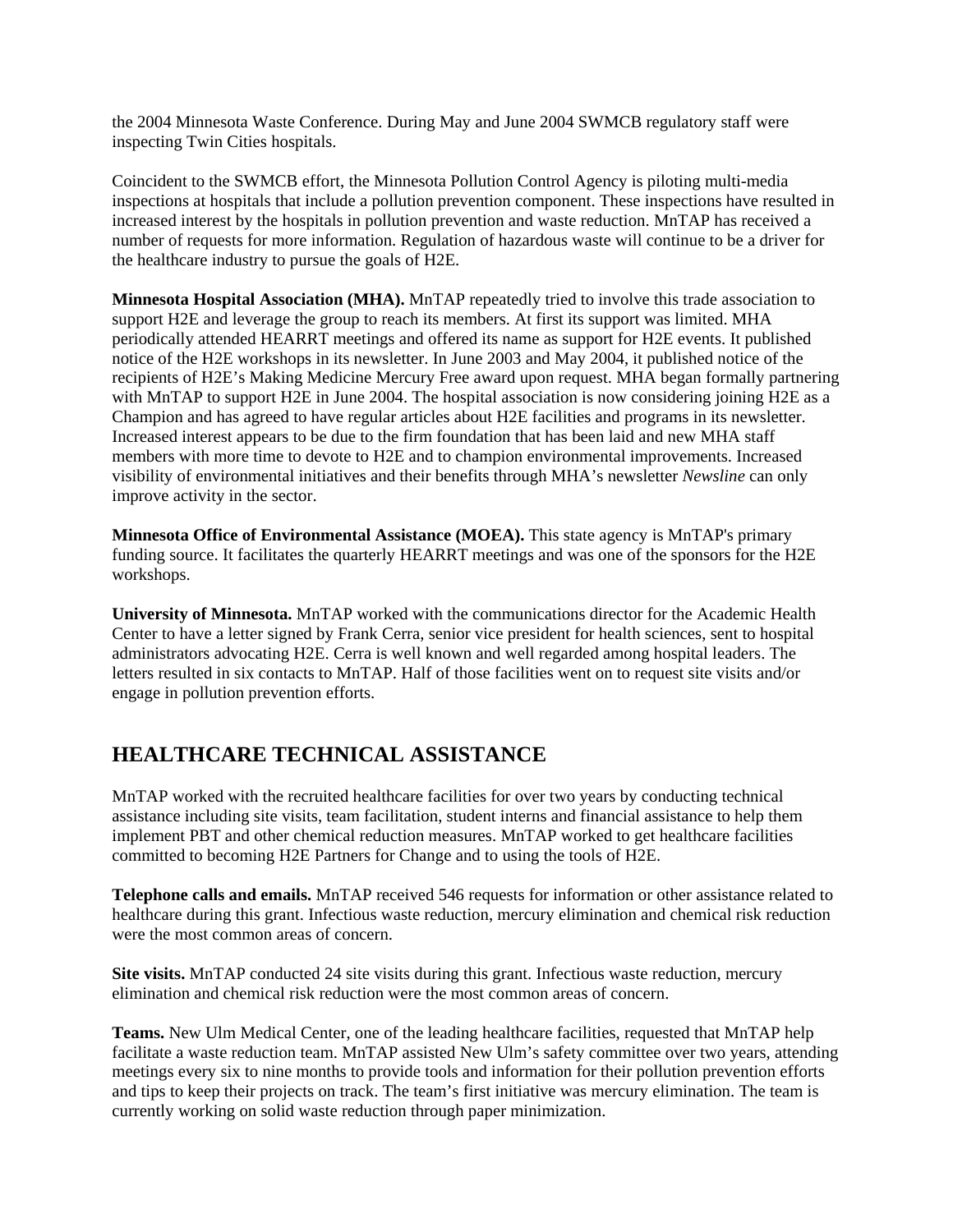the 2004 Minnesota Waste Conference. During May and June 2004 SWMCB regulatory staff were inspecting Twin Cities hospitals.

Coincident to the SWMCB effort, the Minnesota Pollution Control Agency is piloting multi-media inspections at hospitals that include a pollution prevention component. These inspections have resulted in increased interest by the hospitals in pollution prevention and waste reduction. MnTAP has received a number of requests for more information. Regulation of hazardous waste will continue to be a driver for the healthcare industry to pursue the goals of H2E.

**Minnesota Hospital Association (MHA).** MnTAP repeatedly tried to involve this trade association to support H2E and leverage the group to reach its members. At first its support was limited. MHA periodically attended HEARRT meetings and offered its name as support for H2E events. It published notice of the H2E workshops in its newsletter. In June 2003 and May 2004, it published notice of the recipients of H2E's Making Medicine Mercury Free award upon request. MHA began formally partnering with MnTAP to support H2E in June 2004. The hospital association is now considering joining H2E as a Champion and has agreed to have regular articles about H2E facilities and programs in its newsletter. Increased interest appears to be due to the firm foundation that has been laid and new MHA staff members with more time to devote to H2E and to champion environmental improvements. Increased visibility of environmental initiatives and their benefits through MHA's newsletter *Newsline* can only improve activity in the sector.

**Minnesota Office of Environmental Assistance (MOEA).** This state agency is MnTAP's primary funding source. It facilitates the quarterly HEARRT meetings and was one of the sponsors for the H2E workshops.

**University of Minnesota.** MnTAP worked with the communications director for the Academic Health Center to have a letter signed by Frank Cerra, senior vice president for health sciences, sent to hospital administrators advocating H2E. Cerra is well known and well regarded among hospital leaders. The letters resulted in six contacts to MnTAP. Half of those facilities went on to request site visits and/or engage in pollution prevention efforts.

## HEALTHCARE TECHNICAL ASSISTANCE

MnTAP worked with the recruited healthcare facilities for over two years by conducting technical assistance including site visits, team facilitation, student interns and financial assistance to help them implement PBT and other chemical reduction measures. MnTAP worked to get healthcare facilities committed to becoming H2E Partners for Change and to using the tools of H2E.

**Telephone calls and emails.** MnTAP received 546 requests for information or other assistance related to healthcare during this grant. Infectious waste reduction, mercury elimination and chemical risk reduction were the most common areas of concern.

**Site visits.** MnTAP conducted 24 site visits during this grant. Infectious waste reduction, mercury elimination and chemical risk reduction were the most common areas of concern.

**Teams.** New Ulm Medical Center, one of the leading healthcare facilities, requested that MnTAP help facilitate a waste reduction team. MnTAP assisted New Ulm's safety committee over two years, attending meetings every six to nine months to provide tools and information for their pollution prevention efforts and tips to keep their projects on track. The team's first initiative was mercury elimination. The team is currently working on solid waste reduction through paper minimization.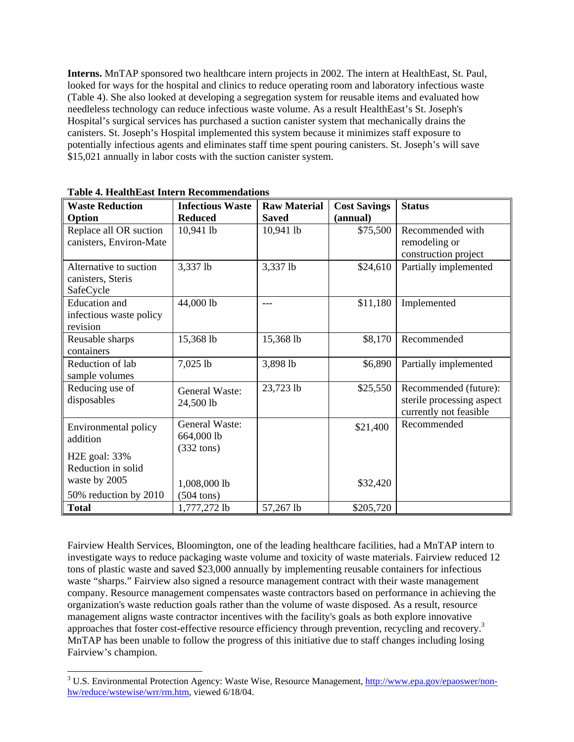**Interns.** MnTAP sponsored two healthcare intern projects in 2002. The intern at HealthEast, St. Paul, looked for ways for the hospital and clinics to reduce operating room and laboratory infectious waste (Table 4). She also looked at developing a segregation system for reusable items and evaluated how needleless technology can reduce infectious waste volume. As a result HealthEast's St. Joseph's Hospital's surgical services has purchased a suction canister system that mechanically drains the canisters. St. Joseph's Hospital implemented this system because it minimizes staff exposure to potentially infectious agents and eliminates staff time spent pouring canisters. St. Joseph's will save $15,021 annually in labor costs with the suction canister system.

**Table 4. HealthEast Intern Recommendations**

| Waste Reduction Option | Infectious Waste Reduced | Raw Material Saved | Cost Savings (annual) | Status |
|---|---|---|---|---|
| Replace all OR suction canisters, Environ-Mate | 10,941 lb | 10,941 lb | $75,500 | Recommended with remodeling or construction project |
| Alternative to suction canisters, Steris SafeCycle | 3,337 lb | 3,337 lb | $24,610 | Partially implemented |
| Education and infectious waste policy revision | 44,000 lb | --- | $11,180 | Implemented |
| Reusable sharps containers | 15,368 lb | 15,368 lb | $8,170 | Recommended |
| Reduction of lab sample volumes | 7,025 lb | 3,898 lb | $6,890 | Partially implemented |
| Reducing use of disposables | General Waste: 24,500 lb | 23,723 lb | $25,550 | Recommended (future): sterile processing aspect currently not feasible |
| Environmental policy addition<br>H2E goal: 33% Reduction in solid waste by 2005<br>50% reduction by 2010 | General Waste: 664,000 lb (332 tons)<br>1,008,000 lb (504 tons) | | $21,400<br>$32,420 | Recommended |
| **Total** | 1,777,272 lb | 57,267 lb | $205,720 | |

Fairview Health Services, Bloomington, one of the leading healthcare facilities, had a MnTAP intern to investigate ways to reduce packaging waste volume and toxicity of waste materials. Fairview reduced 12 tons of plastic waste and saved $23,000 annually by implementing reusable containers for infectious waste "sharps." Fairview also signed a resource management contract with their waste management company. Resource management compensates waste contractors based on performance in achieving the organization's waste reduction goals rather than the volume of waste disposed. As a result, resource management aligns waste contractor incentives with the facility's goals as both explore innovative approaches that foster cost-effective resource efficiency through prevention, recycling and recovery.[3] MnTAP has been unable to follow the progress of this initiative due to staff changes including losing Fairview's champion.

---

[3] U.S. Environmental Protection Agency: Waste Wise, Resource Management, http://www.epa.gov/epaoswer/non-hw/reduce/wstewise/wrr/rm.htm, viewed 6/18/04.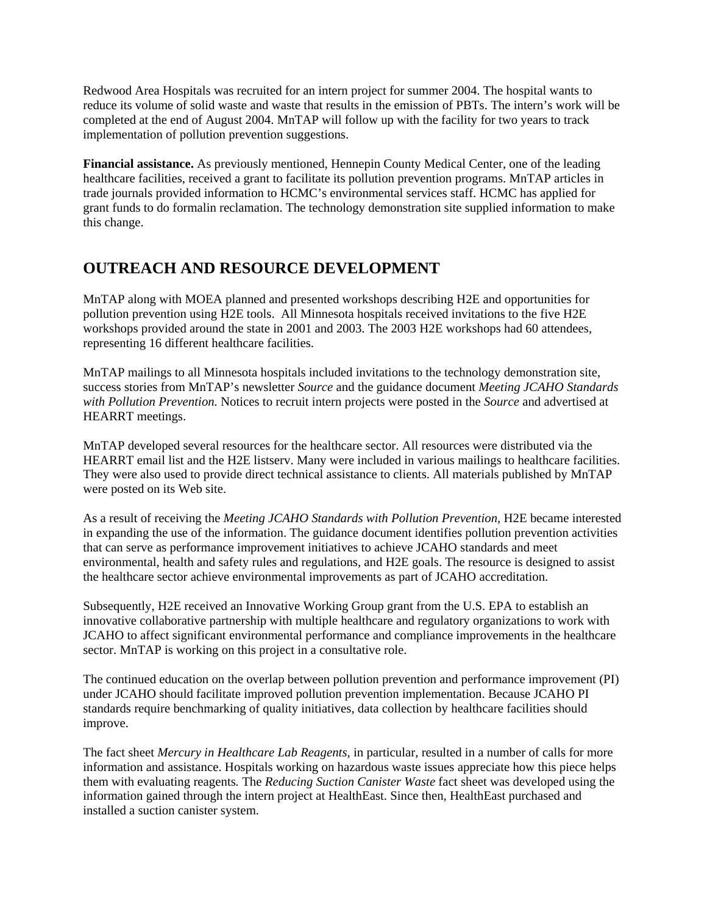Redwood Area Hospitals was recruited for an intern project for summer 2004. The hospital wants to reduce its volume of solid waste and waste that results in the emission of PBTs. The intern's work will be completed at the end of August 2004. MnTAP will follow up with the facility for two years to track implementation of pollution prevention suggestions.

**Financial assistance.** As previously mentioned, Hennepin County Medical Center, one of the leading healthcare facilities, received a grant to facilitate its pollution prevention programs. MnTAP articles in trade journals provided information to HCMC's environmental services staff. HCMC has applied for grant funds to do formalin reclamation. The technology demonstration site supplied information to make this change.

## OUTREACH AND RESOURCE DEVELOPMENT

MnTAP along with MOEA planned and presented workshops describing H2E and opportunities for pollution prevention using H2E tools. All Minnesota hospitals received invitations to the five H2E workshops provided around the state in 2001 and 2003. The 2003 H2E workshops had 60 attendees, representing 16 different healthcare facilities.

MnTAP mailings to all Minnesota hospitals included invitations to the technology demonstration site, success stories from MnTAP's newsletter *Source* and the guidance document *Meeting JCAHO Standards with Pollution Prevention.* Notices to recruit intern projects were posted in the *Source* and advertised at HEARRT meetings.

MnTAP developed several resources for the healthcare sector. All resources were distributed via the HEARRT email list and the H2E listserv. Many were included in various mailings to healthcare facilities. They were also used to provide direct technical assistance to clients. All materials published by MnTAP were posted on its Web site.

As a result of receiving the *Meeting JCAHO Standards with Pollution Prevention*, H2E became interested in expanding the use of the information. The guidance document identifies pollution prevention activities that can serve as performance improvement initiatives to achieve JCAHO standards and meet environmental, health and safety rules and regulations, and H2E goals. The resource is designed to assist the healthcare sector achieve environmental improvements as part of JCAHO accreditation.

Subsequently, H2E received an Innovative Working Group grant from the U.S. EPA to establish an innovative collaborative partnership with multiple healthcare and regulatory organizations to work with JCAHO to affect significant environmental performance and compliance improvements in the healthcare sector. MnTAP is working on this project in a consultative role.

The continued education on the overlap between pollution prevention and performance improvement (PI) under JCAHO should facilitate improved pollution prevention implementation. Because JCAHO PI standards require benchmarking of quality initiatives, data collection by healthcare facilities should improve.

The fact sheet *Mercury in Healthcare Lab Reagents,* in particular, resulted in a number of calls for more information and assistance. Hospitals working on hazardous waste issues appreciate how this piece helps them with evaluating reagents. The *Reducing Suction Canister Waste* fact sheet was developed using the information gained through the intern project at HealthEast. Since then, HealthEast purchased and installed a suction canister system.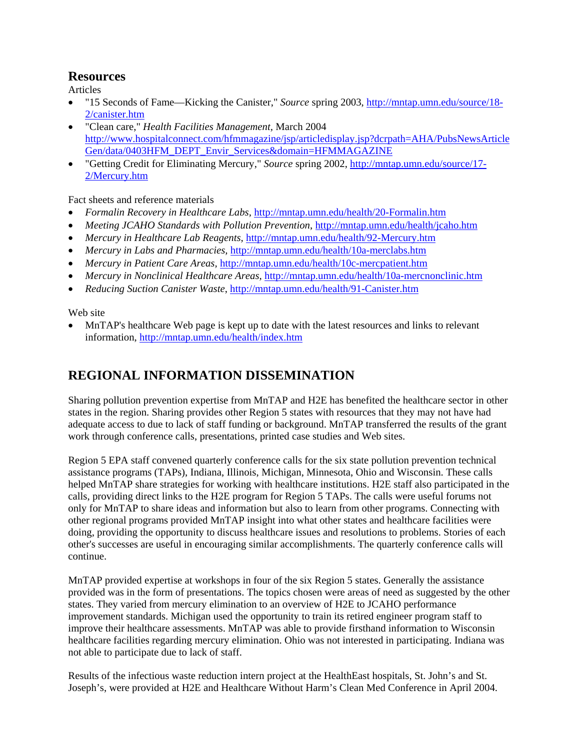## Resources

Articles

- "15 Seconds of Fame—Kicking the Canister," *Source* spring 2003, http://mntap.umn.edu/source/18-2/canister.htm
- "Clean care," *Health Facilities Management*, March 2004 http://www.hospitalconnect.com/hfmmagazine/jsp/articledisplay.jsp?dcrpath=AHA/PubsNewsArticleGen/data/0403HFM_DEPT_Envir_Services&domain=HFMMAGAZINE
- "Getting Credit for Eliminating Mercury," *Source* spring 2002, http://mntap.umn.edu/source/17-2/Mercury.htm

Fact sheets and reference materials

- *Formalin Recovery in Healthcare Labs*, http://mntap.umn.edu/health/20-Formalin.htm
- *Meeting JCAHO Standards with Pollution Prevention*, http://mntap.umn.edu/health/jcaho.htm
- *Mercury in Healthcare Lab Reagents*, http://mntap.umn.edu/health/92-Mercury.htm
- *Mercury in Labs and Pharmacies*, http://mntap.umn.edu/health/10a-merclabs.htm
- *Mercury in Patient Care Areas*, http://mntap.umn.edu/health/10c-mercpatient.htm
- *Mercury in Nonclinical Healthcare Areas*, http://mntap.umn.edu/health/10a-mercnonclinic.htm
- *Reducing Suction Canister Waste*, http://mntap.umn.edu/health/91-Canister.htm

Web site

- MnTAP's healthcare Web page is kept up to date with the latest resources and links to relevant information, http://mntap.umn.edu/health/index.htm

## REGIONAL INFORMATION DISSEMINATION

Sharing pollution prevention expertise from MnTAP and H2E has benefited the healthcare sector in other states in the region. Sharing provides other Region 5 states with resources that they may not have had adequate access to due to lack of staff funding or background. MnTAP transferred the results of the grant work through conference calls, presentations, printed case studies and Web sites.

Region 5 EPA staff convened quarterly conference calls for the six state pollution prevention technical assistance programs (TAPs), Indiana, Illinois, Michigan, Minnesota, Ohio and Wisconsin. These calls helped MnTAP share strategies for working with healthcare institutions. H2E staff also participated in the calls, providing direct links to the H2E program for Region 5 TAPs. The calls were useful forums not only for MnTAP to share ideas and information but also to learn from other programs. Connecting with other regional programs provided MnTAP insight into what other states and healthcare facilities were doing, providing the opportunity to discuss healthcare issues and resolutions to problems. Stories of each other's successes are useful in encouraging similar accomplishments. The quarterly conference calls will continue.

MnTAP provided expertise at workshops in four of the six Region 5 states. Generally the assistance provided was in the form of presentations. The topics chosen were areas of need as suggested by the other states. They varied from mercury elimination to an overview of H2E to JCAHO performance improvement standards. Michigan used the opportunity to train its retired engineer program staff to improve their healthcare assessments. MnTAP was able to provide firsthand information to Wisconsin healthcare facilities regarding mercury elimination. Ohio was not interested in participating. Indiana was not able to participate due to lack of staff.

Results of the infectious waste reduction intern project at the HealthEast hospitals, St. John's and St. Joseph's, were provided at H2E and Healthcare Without Harm's Clean Med Conference in April 2004.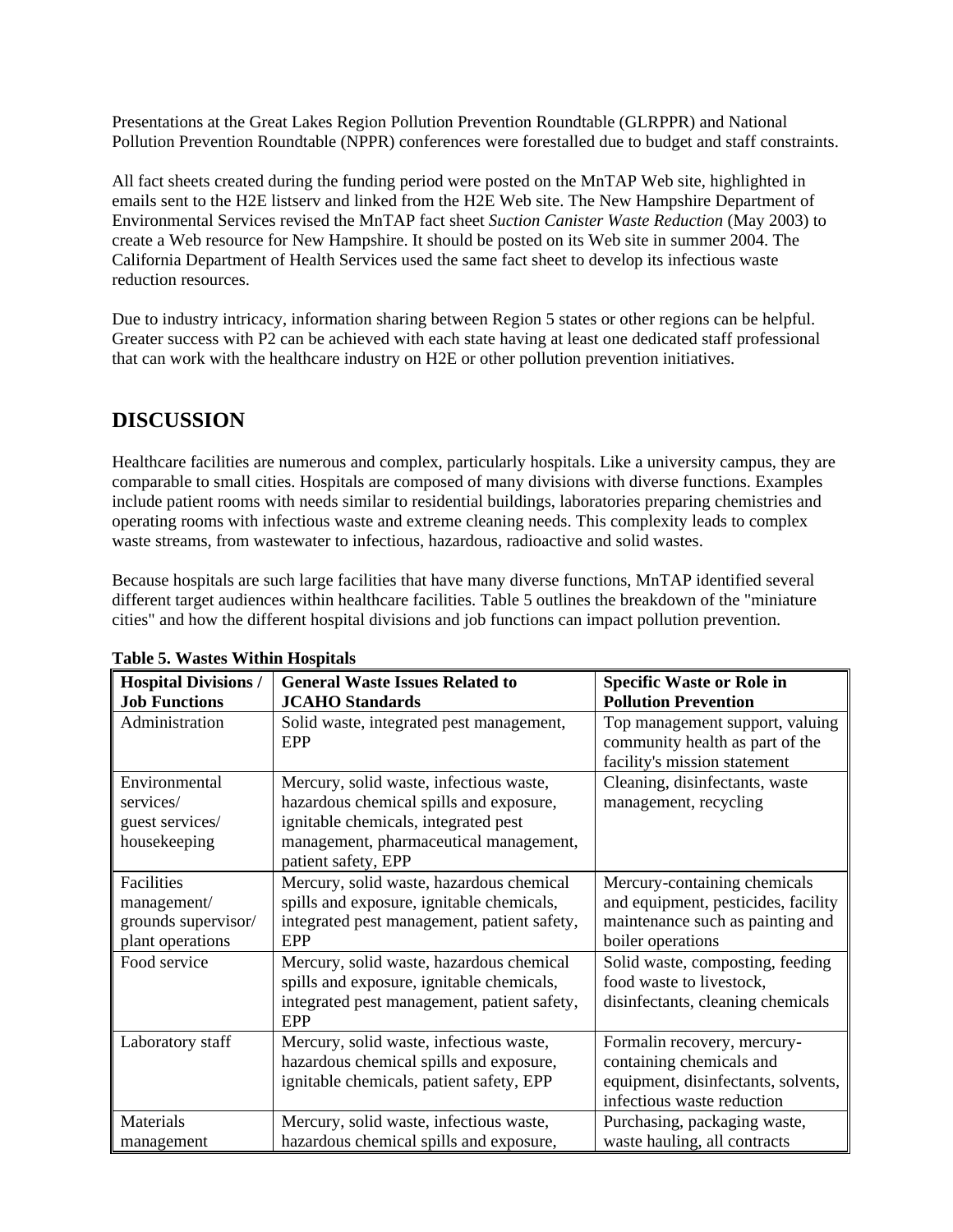Presentations at the Great Lakes Region Pollution Prevention Roundtable (GLRPPR) and National Pollution Prevention Roundtable (NPPR) conferences were forestalled due to budget and staff constraints.

All fact sheets created during the funding period were posted on the MnTAP Web site, highlighted in emails sent to the H2E listserv and linked from the H2E Web site. The New Hampshire Department of Environmental Services revised the MnTAP fact sheet *Suction Canister Waste Reduction* (May 2003) to create a Web resource for New Hampshire. It should be posted on its Web site in summer 2004. The California Department of Health Services used the same fact sheet to develop its infectious waste reduction resources.

Due to industry intricacy, information sharing between Region 5 states or other regions can be helpful. Greater success with P2 can be achieved with each state having at least one dedicated staff professional that can work with the healthcare industry on H2E or other pollution prevention initiatives.

## DISCUSSION

Healthcare facilities are numerous and complex, particularly hospitals. Like a university campus, they are comparable to small cities. Hospitals are composed of many divisions with diverse functions. Examples include patient rooms with needs similar to residential buildings, laboratories preparing chemistries and operating rooms with infectious waste and extreme cleaning needs. This complexity leads to complex waste streams, from wastewater to infectious, hazardous, radioactive and solid wastes.

Because hospitals are such large facilities that have many diverse functions, MnTAP identified several different target audiences within healthcare facilities. Table 5 outlines the breakdown of the "miniature cities" and how the different hospital divisions and job functions can impact pollution prevention.

**Table 5. Wastes Within Hospitals**

| Hospital Divisions / Job Functions | General Waste Issues Related to JCAHO Standards | Specific Waste or Role in Pollution Prevention |
|---|---|---|
| Administration | Solid waste, integrated pest management, EPP | Top management support, valuing community health as part of the facility's mission statement |
| Environmental services/ guest services/ housekeeping | Mercury, solid waste, infectious waste, hazardous chemical spills and exposure, ignitable chemicals, integrated pest management, pharmaceutical management, patient safety, EPP | Cleaning, disinfectants, waste management, recycling |
| Facilities management/ grounds supervisor/ plant operations | Mercury, solid waste, hazardous chemical spills and exposure, ignitable chemicals, integrated pest management, patient safety, EPP | Mercury-containing chemicals and equipment, pesticides, facility maintenance such as painting and boiler operations |
| Food service | Mercury, solid waste, hazardous chemical spills and exposure, ignitable chemicals, integrated pest management, patient safety, EPP | Solid waste, composting, feeding food waste to livestock, disinfectants, cleaning chemicals |
| Laboratory staff | Mercury, solid waste, infectious waste, hazardous chemical spills and exposure, ignitable chemicals, patient safety, EPP | Formalin recovery, mercury-containing chemicals and equipment, disinfectants, solvents, infectious waste reduction |
| Materials management | Mercury, solid waste, infectious waste, hazardous chemical spills and exposure, | Purchasing, packaging waste, waste hauling, all contracts |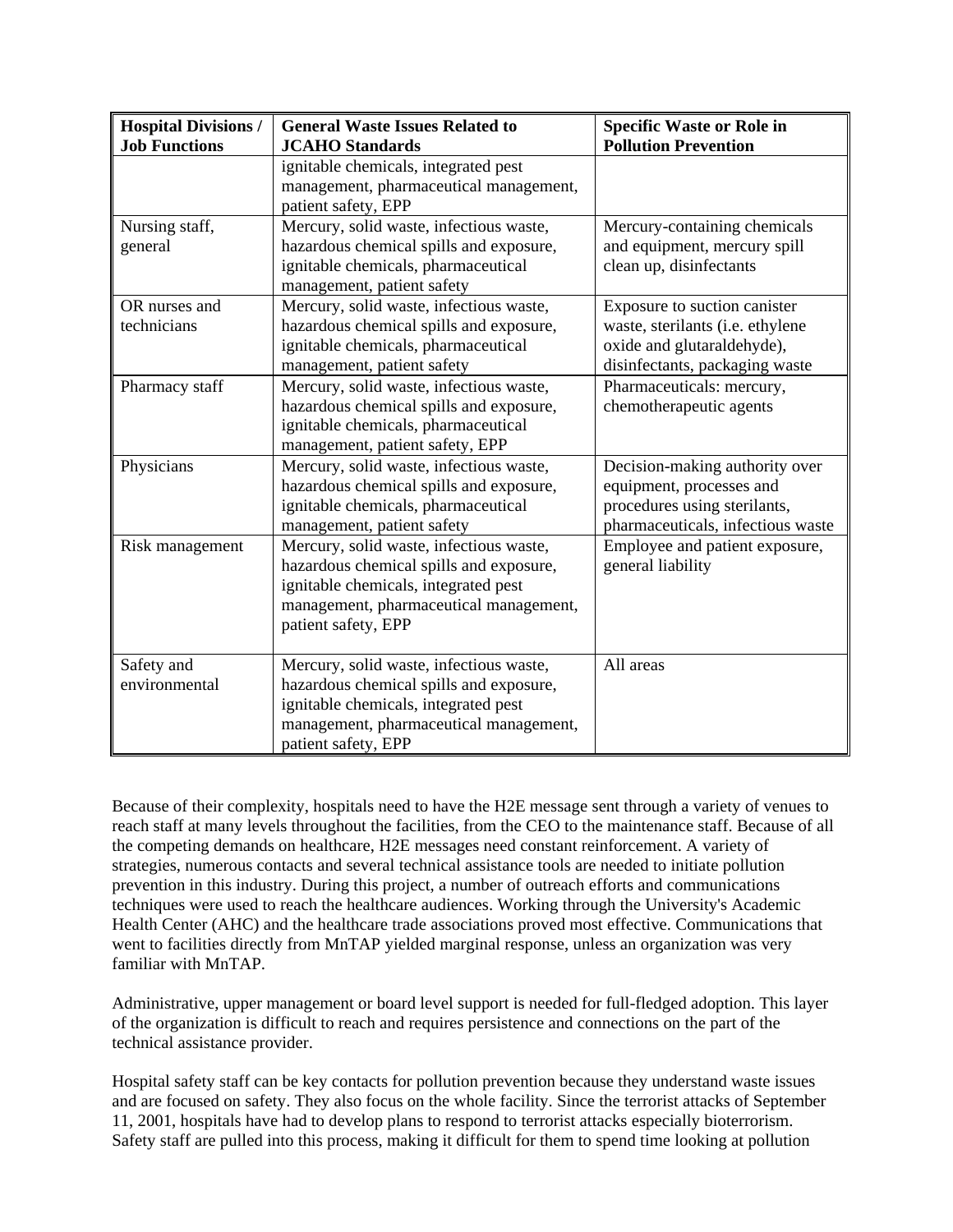| Hospital Divisions / Job Functions | General Waste Issues Related to JCAHO Standards | Specific Waste or Role in Pollution Prevention |
|---|---|---|
| | ignitable chemicals, integrated pest management, pharmaceutical management, patient safety, EPP | |
| Nursing staff, general | Mercury, solid waste, infectious waste, hazardous chemical spills and exposure, ignitable chemicals, pharmaceutical management, patient safety | Mercury-containing chemicals and equipment, mercury spill clean up, disinfectants |
| OR nurses and technicians | Mercury, solid waste, infectious waste, hazardous chemical spills and exposure, ignitable chemicals, pharmaceutical management, patient safety | Exposure to suction canister waste, sterilants (i.e. ethylene oxide and glutaraldehyde), disinfectants, packaging waste |
| Pharmacy staff | Mercury, solid waste, infectious waste, hazardous chemical spills and exposure, ignitable chemicals, pharmaceutical management, patient safety, EPP | Pharmaceuticals: mercury, chemotherapeutic agents |
| Physicians | Mercury, solid waste, infectious waste, hazardous chemical spills and exposure, ignitable chemicals, pharmaceutical management, patient safety | Decision-making authority over equipment, processes and procedures using sterilants, pharmaceuticals, infectious waste |
| Risk management | Mercury, solid waste, infectious waste, hazardous chemical spills and exposure, ignitable chemicals, integrated pest management, pharmaceutical management, patient safety, EPP | Employee and patient exposure, general liability |
| Safety and environmental | Mercury, solid waste, infectious waste, hazardous chemical spills and exposure, ignitable chemicals, integrated pest management, pharmaceutical management, patient safety, EPP | All areas |

Because of their complexity, hospitals need to have the H2E message sent through a variety of venues to reach staff at many levels throughout the facilities, from the CEO to the maintenance staff. Because of all the competing demands on healthcare, H2E messages need constant reinforcement. A variety of strategies, numerous contacts and several technical assistance tools are needed to initiate pollution prevention in this industry. During this project, a number of outreach efforts and communications techniques were used to reach the healthcare audiences. Working through the University's Academic Health Center (AHC) and the healthcare trade associations proved most effective. Communications that went to facilities directly from MnTAP yielded marginal response, unless an organization was very familiar with MnTAP.

Administrative, upper management or board level support is needed for full-fledged adoption. This layer of the organization is difficult to reach and requires persistence and connections on the part of the technical assistance provider.

Hospital safety staff can be key contacts for pollution prevention because they understand waste issues and are focused on safety. They also focus on the whole facility. Since the terrorist attacks of September 11, 2001, hospitals have had to develop plans to respond to terrorist attacks especially bioterrorism. Safety staff are pulled into this process, making it difficult for them to spend time looking at pollution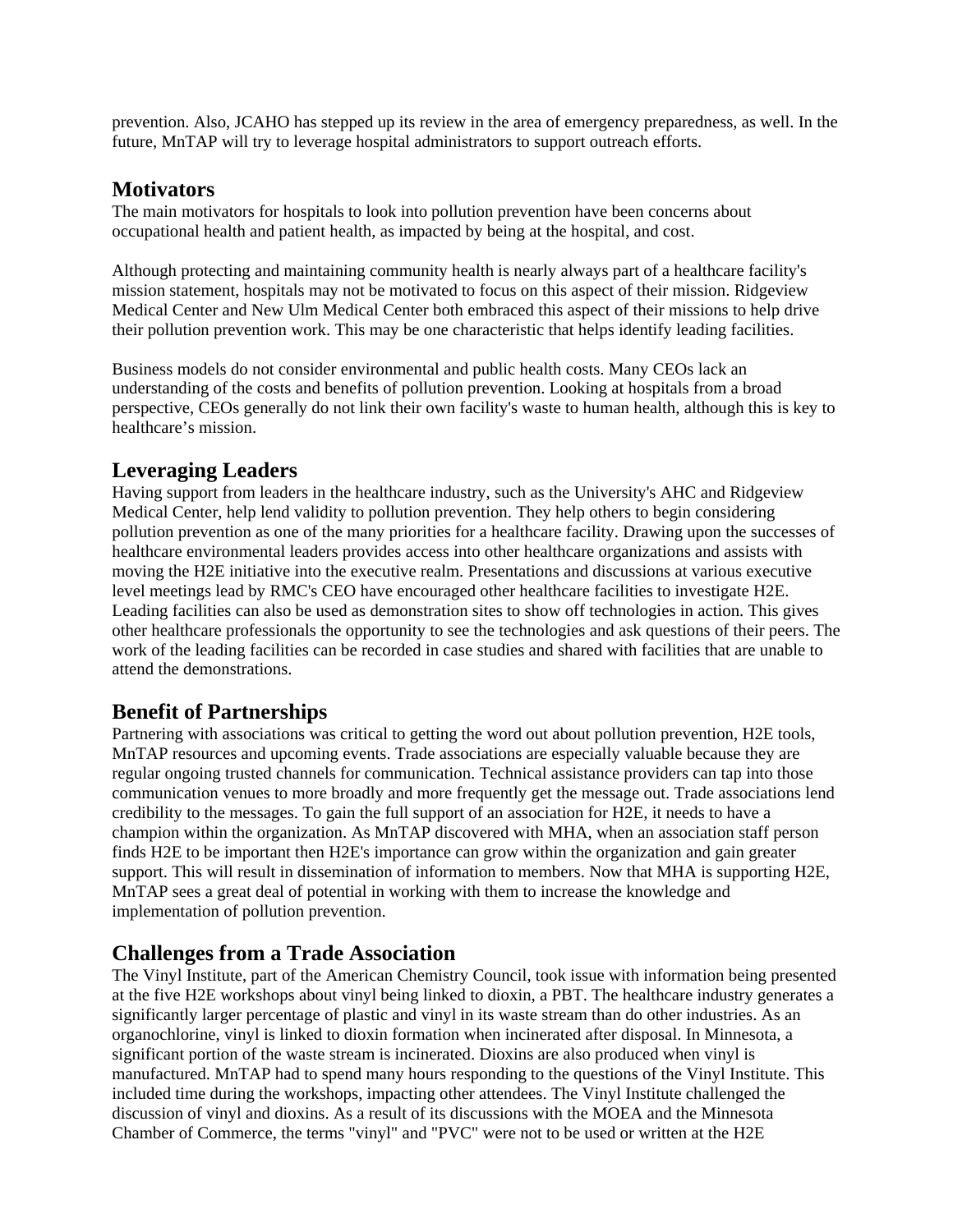prevention. Also, JCAHO has stepped up its review in the area of emergency preparedness, as well. In the future, MnTAP will try to leverage hospital administrators to support outreach efforts.

## Motivators

The main motivators for hospitals to look into pollution prevention have been concerns about occupational health and patient health, as impacted by being at the hospital, and cost.

Although protecting and maintaining community health is nearly always part of a healthcare facility's mission statement, hospitals may not be motivated to focus on this aspect of their mission. Ridgeview Medical Center and New Ulm Medical Center both embraced this aspect of their missions to help drive their pollution prevention work. This may be one characteristic that helps identify leading facilities.

Business models do not consider environmental and public health costs. Many CEOs lack an understanding of the costs and benefits of pollution prevention. Looking at hospitals from a broad perspective, CEOs generally do not link their own facility's waste to human health, although this is key to healthcare's mission.

## Leveraging Leaders

Having support from leaders in the healthcare industry, such as the University's AHC and Ridgeview Medical Center, help lend validity to pollution prevention. They help others to begin considering pollution prevention as one of the many priorities for a healthcare facility. Drawing upon the successes of healthcare environmental leaders provides access into other healthcare organizations and assists with moving the H2E initiative into the executive realm. Presentations and discussions at various executive level meetings lead by RMC's CEO have encouraged other healthcare facilities to investigate H2E. Leading facilities can also be used as demonstration sites to show off technologies in action. This gives other healthcare professionals the opportunity to see the technologies and ask questions of their peers. The work of the leading facilities can be recorded in case studies and shared with facilities that are unable to attend the demonstrations.

## Benefit of Partnerships

Partnering with associations was critical to getting the word out about pollution prevention, H2E tools, MnTAP resources and upcoming events. Trade associations are especially valuable because they are regular ongoing trusted channels for communication. Technical assistance providers can tap into those communication venues to more broadly and more frequently get the message out. Trade associations lend credibility to the messages. To gain the full support of an association for H2E, it needs to have a champion within the organization. As MnTAP discovered with MHA, when an association staff person finds H2E to be important then H2E's importance can grow within the organization and gain greater support. This will result in dissemination of information to members. Now that MHA is supporting H2E, MnTAP sees a great deal of potential in working with them to increase the knowledge and implementation of pollution prevention.

## Challenges from a Trade Association

The Vinyl Institute, part of the American Chemistry Council, took issue with information being presented at the five H2E workshops about vinyl being linked to dioxin, a PBT. The healthcare industry generates a significantly larger percentage of plastic and vinyl in its waste stream than do other industries. As an organochlorine, vinyl is linked to dioxin formation when incinerated after disposal. In Minnesota, a significant portion of the waste stream is incinerated. Dioxins are also produced when vinyl is manufactured. MnTAP had to spend many hours responding to the questions of the Vinyl Institute. This included time during the workshops, impacting other attendees. The Vinyl Institute challenged the discussion of vinyl and dioxins. As a result of its discussions with the MOEA and the Minnesota Chamber of Commerce, the terms "vinyl" and "PVC" were not to be used or written at the H2E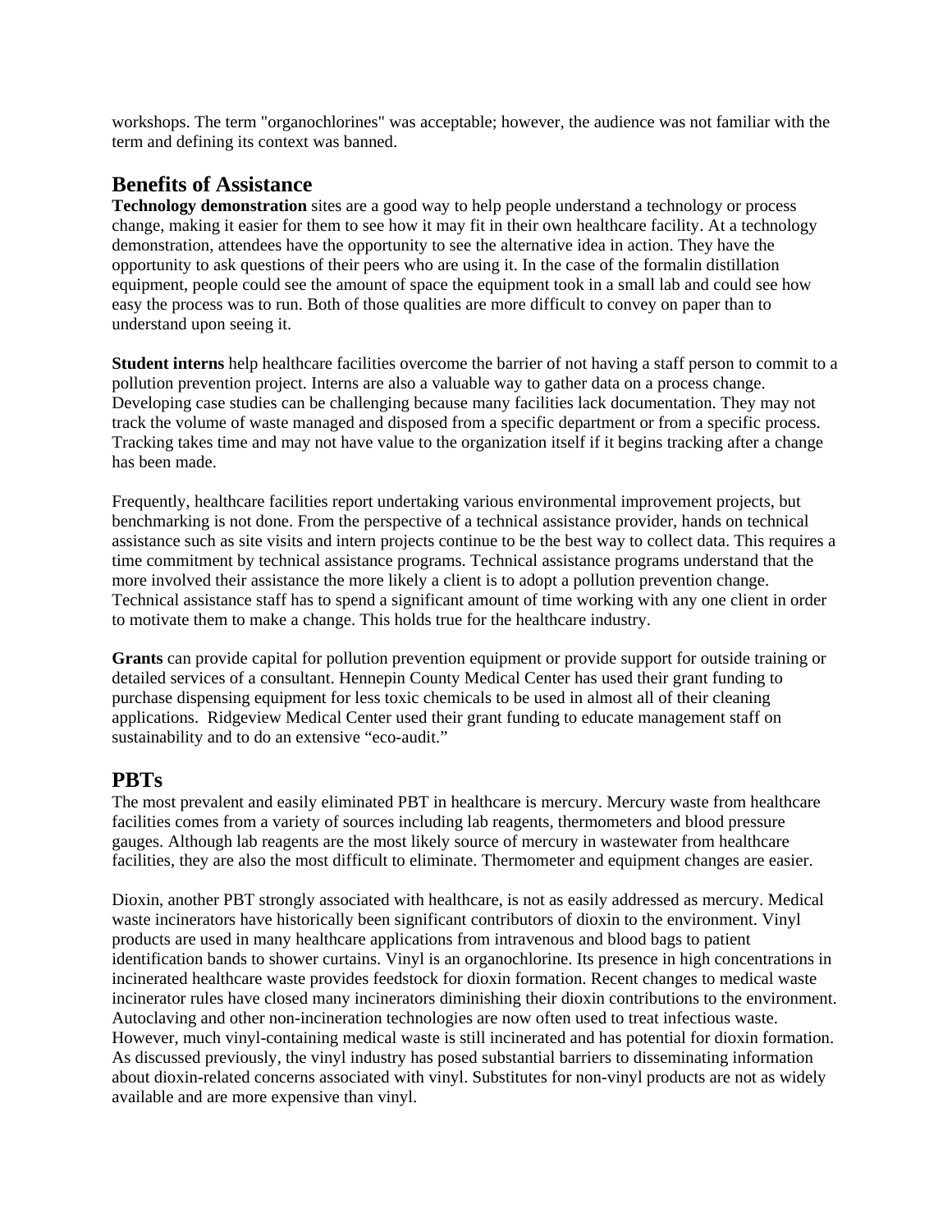workshops. The term "organochlorines" was acceptable; however, the audience was not familiar with the term and defining its context was banned.

## Benefits of Assistance

**Technology demonstration** sites are a good way to help people understand a technology or process change, making it easier for them to see how it may fit in their own healthcare facility. At a technology demonstration, attendees have the opportunity to see the alternative idea in action. They have the opportunity to ask questions of their peers who are using it. In the case of the formalin distillation equipment, people could see the amount of space the equipment took in a small lab and could see how easy the process was to run. Both of those qualities are more difficult to convey on paper than to understand upon seeing it.

**Student interns** help healthcare facilities overcome the barrier of not having a staff person to commit to a pollution prevention project. Interns are also a valuable way to gather data on a process change. Developing case studies can be challenging because many facilities lack documentation. They may not track the volume of waste managed and disposed from a specific department or from a specific process. Tracking takes time and may not have value to the organization itself if it begins tracking after a change has been made.

Frequently, healthcare facilities report undertaking various environmental improvement projects, but benchmarking is not done. From the perspective of a technical assistance provider, hands on technical assistance such as site visits and intern projects continue to be the best way to collect data. This requires a time commitment by technical assistance programs. Technical assistance programs understand that the more involved their assistance the more likely a client is to adopt a pollution prevention change. Technical assistance staff has to spend a significant amount of time working with any one client in order to motivate them to make a change. This holds true for the healthcare industry.

**Grants** can provide capital for pollution prevention equipment or provide support for outside training or detailed services of a consultant. Hennepin County Medical Center has used their grant funding to purchase dispensing equipment for less toxic chemicals to be used in almost all of their cleaning applications. Ridgeview Medical Center used their grant funding to educate management staff on sustainability and to do an extensive "eco-audit."

## PBTs

The most prevalent and easily eliminated PBT in healthcare is mercury. Mercury waste from healthcare facilities comes from a variety of sources including lab reagents, thermometers and blood pressure gauges. Although lab reagents are the most likely source of mercury in wastewater from healthcare facilities, they are also the most difficult to eliminate. Thermometer and equipment changes are easier.

Dioxin, another PBT strongly associated with healthcare, is not as easily addressed as mercury. Medical waste incinerators have historically been significant contributors of dioxin to the environment. Vinyl products are used in many healthcare applications from intravenous and blood bags to patient identification bands to shower curtains. Vinyl is an organochlorine. Its presence in high concentrations in incinerated healthcare waste provides feedstock for dioxin formation. Recent changes to medical waste incinerator rules have closed many incinerators diminishing their dioxin contributions to the environment. Autoclaving and other non-incineration technologies are now often used to treat infectious waste. However, much vinyl-containing medical waste is still incinerated and has potential for dioxin formation. As discussed previously, the vinyl industry has posed substantial barriers to disseminating information about dioxin-related concerns associated with vinyl. Substitutes for non-vinyl products are not as widely available and are more expensive than vinyl.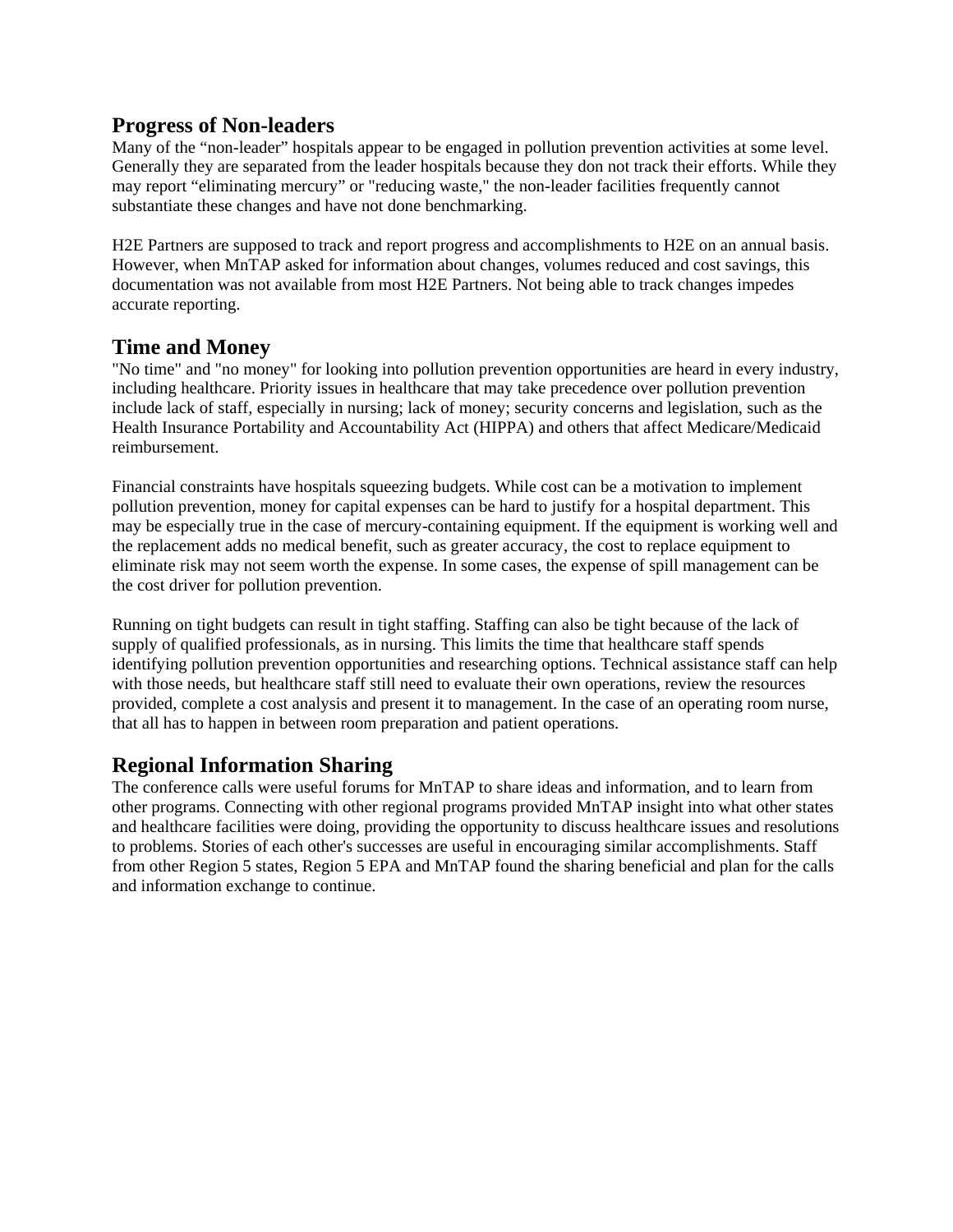## Progress of Non-leaders

Many of the "non-leader" hospitals appear to be engaged in pollution prevention activities at some level. Generally they are separated from the leader hospitals because they don not track their efforts. While they may report "eliminating mercury" or "reducing waste," the non-leader facilities frequently cannot substantiate these changes and have not done benchmarking.

H2E Partners are supposed to track and report progress and accomplishments to H2E on an annual basis. However, when MnTAP asked for information about changes, volumes reduced and cost savings, this documentation was not available from most H2E Partners. Not being able to track changes impedes accurate reporting.

## Time and Money

"No time" and "no money" for looking into pollution prevention opportunities are heard in every industry, including healthcare. Priority issues in healthcare that may take precedence over pollution prevention include lack of staff, especially in nursing; lack of money; security concerns and legislation, such as the Health Insurance Portability and Accountability Act (HIPPA) and others that affect Medicare/Medicaid reimbursement.

Financial constraints have hospitals squeezing budgets. While cost can be a motivation to implement pollution prevention, money for capital expenses can be hard to justify for a hospital department. This may be especially true in the case of mercury-containing equipment. If the equipment is working well and the replacement adds no medical benefit, such as greater accuracy, the cost to replace equipment to eliminate risk may not seem worth the expense. In some cases, the expense of spill management can be the cost driver for pollution prevention.

Running on tight budgets can result in tight staffing. Staffing can also be tight because of the lack of supply of qualified professionals, as in nursing. This limits the time that healthcare staff spends identifying pollution prevention opportunities and researching options. Technical assistance staff can help with those needs, but healthcare staff still need to evaluate their own operations, review the resources provided, complete a cost analysis and present it to management. In the case of an operating room nurse, that all has to happen in between room preparation and patient operations.

## Regional Information Sharing

The conference calls were useful forums for MnTAP to share ideas and information, and to learn from other programs. Connecting with other regional programs provided MnTAP insight into what other states and healthcare facilities were doing, providing the opportunity to discuss healthcare issues and resolutions to problems. Stories of each other's successes are useful in encouraging similar accomplishments. Staff from other Region 5 states, Region 5 EPA and MnTAP found the sharing beneficial and plan for the calls and information exchange to continue.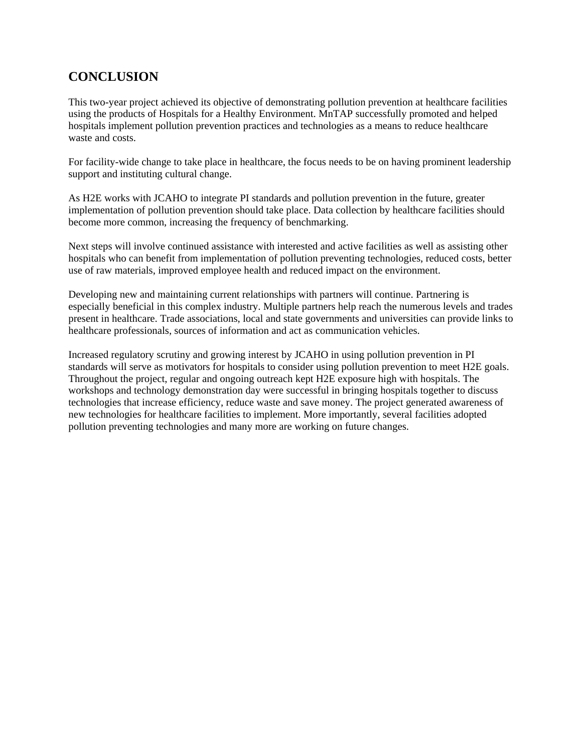## CONCLUSION

This two-year project achieved its objective of demonstrating pollution prevention at healthcare facilities using the products of Hospitals for a Healthy Environment. MnTAP successfully promoted and helped hospitals implement pollution prevention practices and technologies as a means to reduce healthcare waste and costs.

For facility-wide change to take place in healthcare, the focus needs to be on having prominent leadership support and instituting cultural change.

As H2E works with JCAHO to integrate PI standards and pollution prevention in the future, greater implementation of pollution prevention should take place. Data collection by healthcare facilities should become more common, increasing the frequency of benchmarking.

Next steps will involve continued assistance with interested and active facilities as well as assisting other hospitals who can benefit from implementation of pollution preventing technologies, reduced costs, better use of raw materials, improved employee health and reduced impact on the environment.

Developing new and maintaining current relationships with partners will continue. Partnering is especially beneficial in this complex industry. Multiple partners help reach the numerous levels and trades present in healthcare. Trade associations, local and state governments and universities can provide links to healthcare professionals, sources of information and act as communication vehicles.

Increased regulatory scrutiny and growing interest by JCAHO in using pollution prevention in PI standards will serve as motivators for hospitals to consider using pollution prevention to meet H2E goals. Throughout the project, regular and ongoing outreach kept H2E exposure high with hospitals. The workshops and technology demonstration day were successful in bringing hospitals together to discuss technologies that increase efficiency, reduce waste and save money. The project generated awareness of new technologies for healthcare facilities to implement. More importantly, several facilities adopted pollution preventing technologies and many more are working on future changes.